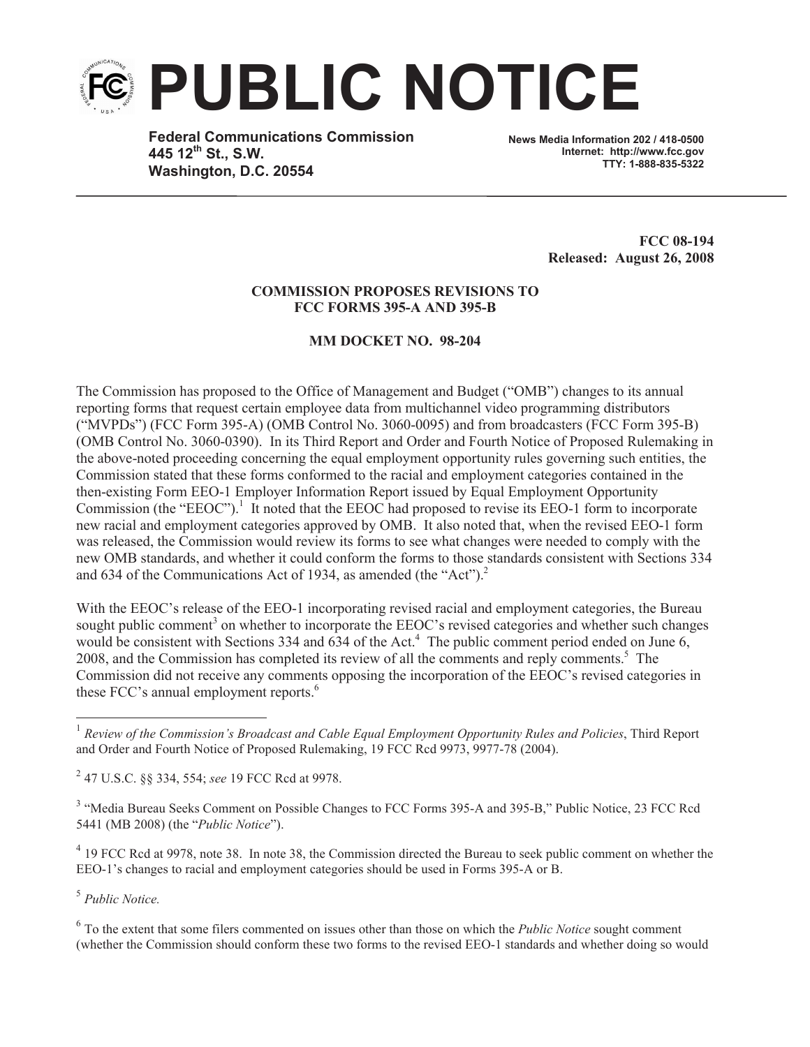# PUBLIC NOTICE

**Federal Communications Commission**
**445 12th St., S.W.**
**Washington, D.C. 20554**

**News Media Information 202 / 418-0500**
**Internet: http://www.fcc.gov**
**TTY: 1-888-835-5322**

**FCC 08-194**
**Released: August 26, 2008**

**COMMISSION PROPOSES REVISIONS TO FCC FORMS 395-A AND 395-B**

**MM DOCKET NO. 98-204**

The Commission has proposed to the Office of Management and Budget ("OMB") changes to its annual reporting forms that request certain employee data from multichannel video programming distributors ("MVPDs") (FCC Form 395-A) (OMB Control No. 3060-0095) and from broadcasters (FCC Form 395-B) (OMB Control No. 3060-0390). In its Third Report and Order and Fourth Notice of Proposed Rulemaking in the above-noted proceeding concerning the equal employment opportunity rules governing such entities, the Commission stated that these forms conformed to the racial and employment categories contained in the then-existing Form EEO-1 Employer Information Report issued by Equal Employment Opportunity Commission (the "EEOC").[1] It noted that the EEOC had proposed to revise its EEO-1 form to incorporate new racial and employment categories approved by OMB. It also noted that, when the revised EEO-1 form was released, the Commission would review its forms to see what changes were needed to comply with the new OMB standards, and whether it could conform the forms to those standards consistent with Sections 334 and 634 of the Communications Act of 1934, as amended (the "Act").[2]

With the EEOC's release of the EEO-1 incorporating revised racial and employment categories, the Bureau sought public comment[3] on whether to incorporate the EEOC's revised categories and whether such changes would be consistent with Sections 334 and 634 of the Act.[4] The public comment period ended on June 6, 2008, and the Commission has completed its review of all the comments and reply comments.[5] The Commission did not receive any comments opposing the incorporation of the EEOC's revised categories in these FCC's annual employment reports.[6]

---

[1] *Review of the Commission's Broadcast and Cable Equal Employment Opportunity Rules and Policies*, Third Report and Order and Fourth Notice of Proposed Rulemaking, 19 FCC Rcd 9973, 9977-78 (2004).

[2] 47 U.S.C. §§ 334, 554; *see* 19 FCC Rcd at 9978.

[3] "Media Bureau Seeks Comment on Possible Changes to FCC Forms 395-A and 395-B," Public Notice, 23 FCC Rcd 5441 (MB 2008) (the "*Public Notice*").

[4] 19 FCC Rcd at 9978, note 38. In note 38, the Commission directed the Bureau to seek public comment on whether the EEO-1's changes to racial and employment categories should be used in Forms 395-A or B.

[5] *Public Notice.*

[6] To the extent that some filers commented on issues other than those on which the *Public Notice* sought comment (whether the Commission should conform these two forms to the revised EEO-1 standards and whether doing so would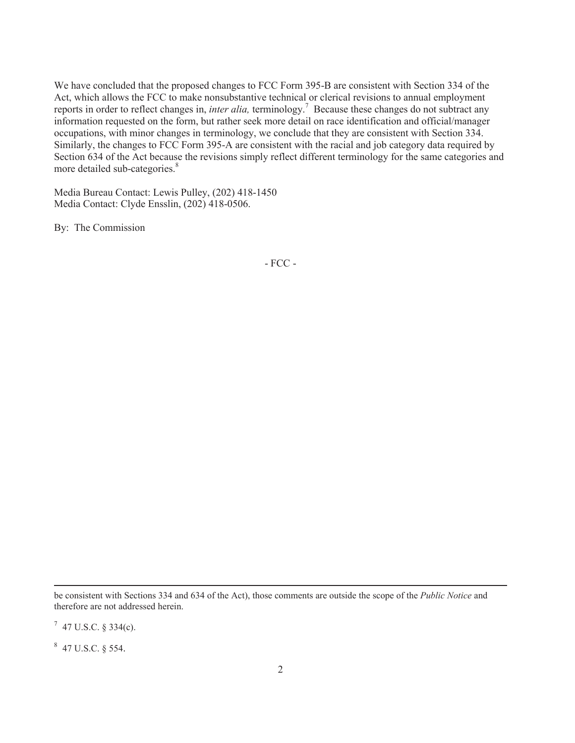We have concluded that the proposed changes to FCC Form 395-B are consistent with Section 334 of the Act, which allows the FCC to make nonsubstantive technical or clerical revisions to annual employment reports in order to reflect changes in, *inter alia,* terminology.[7] Because these changes do not subtract any information requested on the form, but rather seek more detail on race identification and official/manager occupations, with minor changes in terminology, we conclude that they are consistent with Section 334. Similarly, the changes to FCC Form 395-A are consistent with the racial and job category data required by Section 634 of the Act because the revisions simply reflect different terminology for the same categories and more detailed sub-categories.[8]

Media Bureau Contact: Lewis Pulley, (202) 418-1450
Media Contact: Clyde Ensslin, (202) 418-0506.

By: The Commission

- FCC -

---

be consistent with Sections 334 and 634 of the Act), those comments are outside the scope of the *Public Notice* and therefore are not addressed herein.

[7] 47 U.S.C. § 334(c).

[8] 47 U.S.C. § 554.